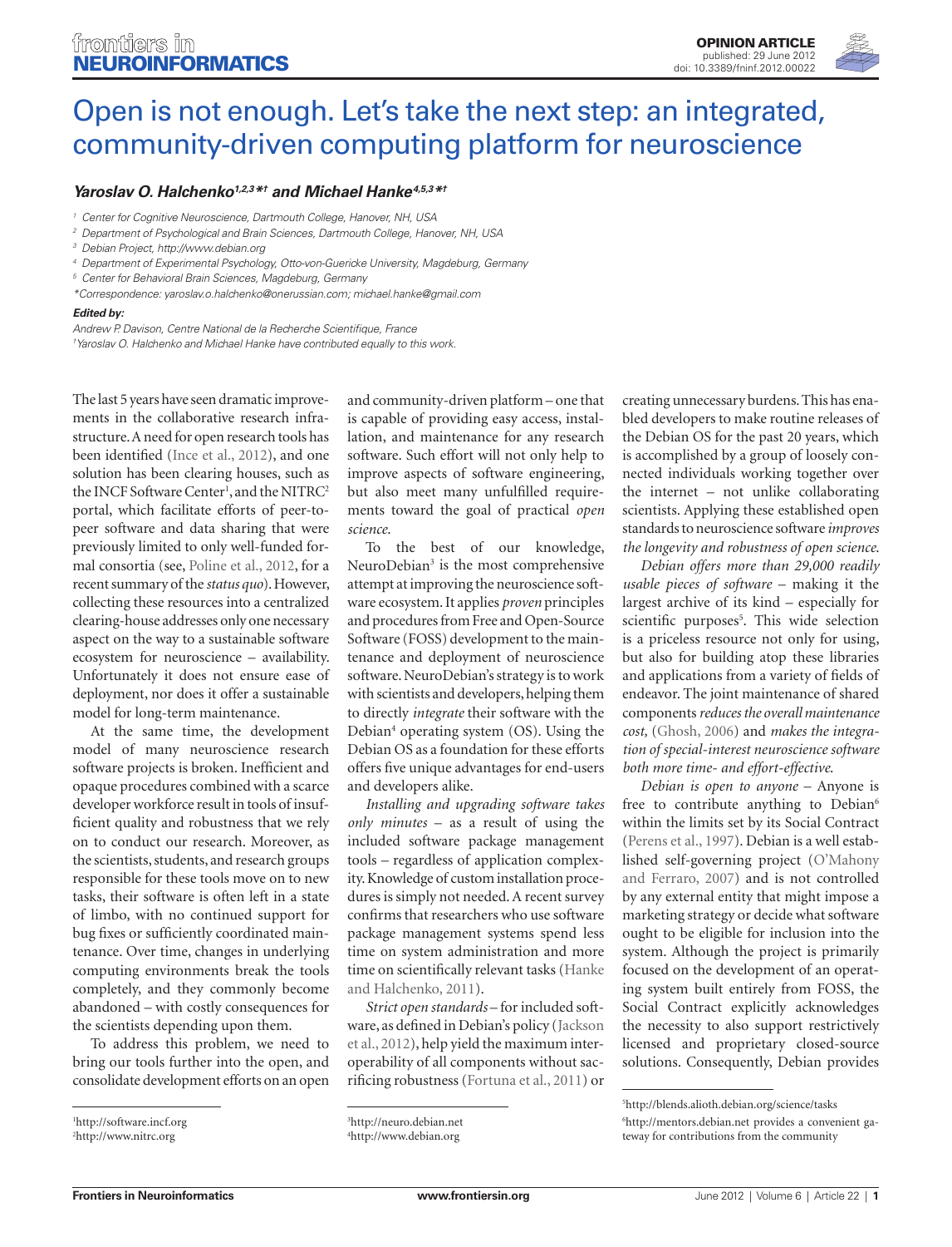OPINION ARTICLE
published: 29 June 2012
doi: 10.3389/fninf.2012.00022

# Open is not enough. Let's take the next step: an integrated, community-driven computing platform for neuroscience

***Yaroslav O. Halchenko*[1,2,3]*† and Michael Hanke*[4,5,3]*†***

[1] Center for Cognitive Neuroscience, Dartmouth College, Hanover, NH, USA
[2] Department of Psychological and Brain Sciences, Dartmouth College, Hanover, NH, USA
[3] Debian Project, http://www.debian.org
[4] Department of Experimental Psychology, Otto-von-Guericke University, Magdeburg, Germany
[5] Center for Behavioral Brain Sciences, Magdeburg, Germany
*Correspondence: yaroslav.o.halchenko@onerussian.com; michael.hanke@gmail.com

***Edited by:***
*Andrew P. Davison, Centre National de la Recherche Scientifique, France*
*†Yaroslav O. Halchenko and Michael Hanke have contributed equally to this work.*

The last 5 years have seen dramatic improvements in the collaborative research infrastructure. A need for open research tools has been identified (Ince et al., 2012), and one solution has been clearing houses, such as the INCF Software Center[1], and the NITRC[2] portal, which facilitate efforts of peer-to-peer software and data sharing that were previously limited to only well-funded formal consortia (see, Poline et al., 2012, for a recent summary of the *status quo*). However, collecting these resources into a centralized clearing-house addresses only one necessary aspect on the way to a sustainable software ecosystem for neuroscience – availability. Unfortunately it does not ensure ease of deployment, nor does it offer a sustainable model for long-term maintenance.

At the same time, the development model of many neuroscience research software projects is broken. Inefficient and opaque procedures combined with a scarce developer workforce result in tools of insufficient quality and robustness that we rely on to conduct our research. Moreover, as the scientists, students, and research groups responsible for these tools move on to new tasks, their software is often left in a state of limbo, with no continued support for bug fixes or sufficiently coordinated maintenance. Over time, changes in underlying computing environments break the tools completely, and they commonly become abandoned – with costly consequences for the scientists depending upon them.

To address this problem, we need to bring our tools further into the open, and consolidate development efforts on an open and community-driven platform – one that is capable of providing easy access, installation, and maintenance for any research software. Such effort will not only help to improve aspects of software engineering, but also meet many unfulfilled requirements toward the goal of practical *open science*.

To the best of our knowledge, NeuroDebian[3] is the most comprehensive attempt at improving the neuroscience software ecosystem. It applies *proven* principles and procedures from Free and Open-Source Software (FOSS) development to the maintenance and deployment of neuroscience software. NeuroDebian's strategy is to work with scientists and developers, helping them to directly *integrate* their software with the Debian[4] operating system (OS). Using the Debian OS as a foundation for these efforts offers five unique advantages for end-users and developers alike.

*Installing and upgrading software takes only minutes* – as a result of using the included software package management tools – regardless of application complexity. Knowledge of custom installation procedures is simply not needed. A recent survey confirms that researchers who use software package management systems spend less time on system administration and more time on scientifically relevant tasks (Hanke and Halchenko, 2011).

*Strict open standards* – for included software, as defined in Debian's policy (Jackson et al., 2012), help yield the maximum interoperability of all components without sacrificing robustness (Fortuna et al., 2011) or creating unnecessary burdens. This has enabled developers to make routine releases of the Debian OS for the past 20 years, which is accomplished by a group of loosely connected individuals working together over the internet – not unlike collaborating scientists. Applying these established open standards to neuroscience software *improves the longevity and robustness of open science.*

*Debian offers more than 29,000 readily usable pieces of software* – making it the largest archive of its kind – especially for scientific purposes[5]. This wide selection is a priceless resource not only for using, but also for building atop these libraries and applications from a variety of fields of endeavor. The joint maintenance of shared components *reduces the overall maintenance cost,* (Ghosh, 2006) and *makes the integration of special-interest neuroscience software both more time- and effort-effective.*

*Debian is open to anyone* – Anyone is free to contribute anything to Debian[6] within the limits set by its Social Contract (Perens et al., 1997). Debian is a well established self-governing project (O'Mahony and Ferraro, 2007) and is not controlled by any external entity that might impose a marketing strategy or decide what software ought to be eligible for inclusion into the system. Although the project is primarily focused on the development of an operating system built entirely from FOSS, the Social Contract explicitly acknowledges the necessity to also support restrictively licensed and proprietary closed-source solutions. Consequently, Debian provides

---

[1] http://software.incf.org
[2] http://www.nitrc.org
[3] http://neuro.debian.net
[4] http://www.debian.org
[5] http://blends.alioth.debian.org/science/tasks
[6] http://mentors.debian.net provides a convenient gateway for contributions from the community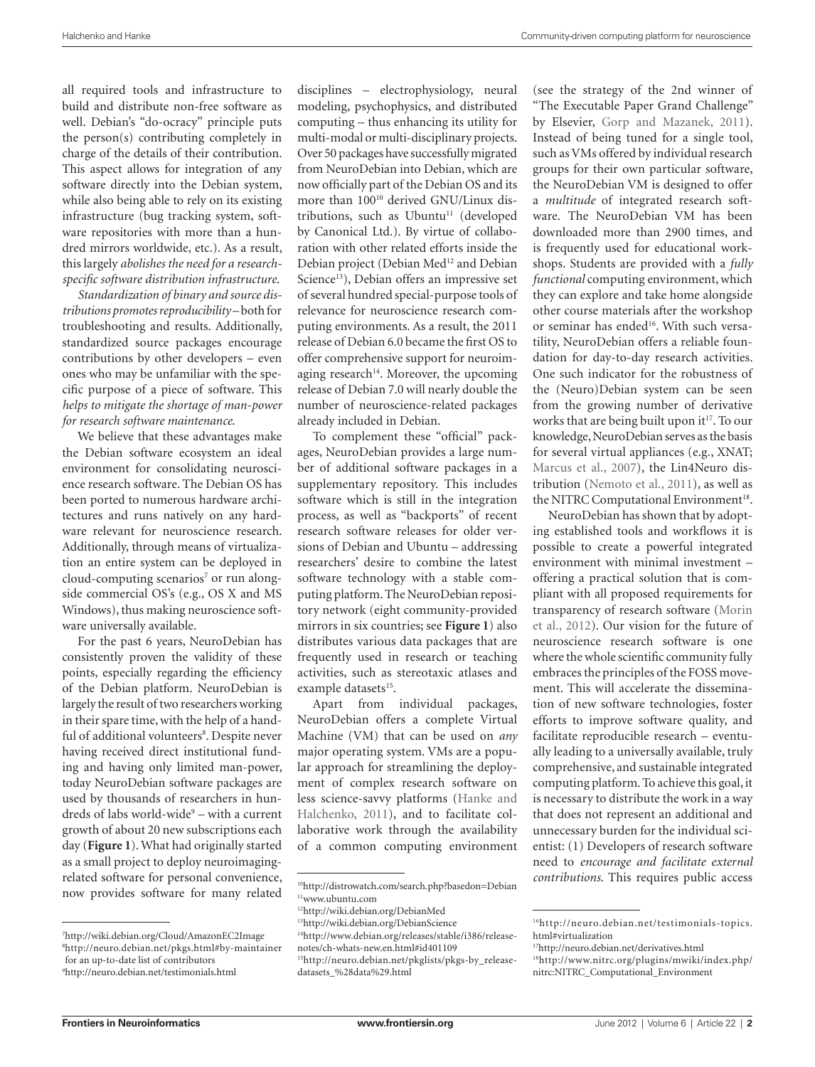all required tools and infrastructure to build and distribute non-free software as well. Debian's "do-ocracy" principle puts the person(s) contributing completely in charge of the details of their contribution. This aspect allows for integration of any software directly into the Debian system, while also being able to rely on its existing infrastructure (bug tracking system, software repositories with more than a hundred mirrors worldwide, etc.). As a result, this largely *abolishes the need for a research-specific software distribution infrastructure.*

*Standardization of binary and source distributions promotes reproducibility* – both for troubleshooting and results. Additionally, standardized source packages encourage contributions by other developers – even ones who may be unfamiliar with the specific purpose of a piece of software. This *helps to mitigate the shortage of man-power for research software maintenance.*

We believe that these advantages make the Debian software ecosystem an ideal environment for consolidating neuroscience research software. The Debian OS has been ported to numerous hardware architectures and runs natively on any hardware relevant for neuroscience research. Additionally, through means of virtualization an entire system can be deployed in cloud-computing scenarios[7] or run alongside commercial OS's (e.g., OS X and MS Windows), thus making neuroscience software universally available.

For the past 6 years, NeuroDebian has consistently proven the validity of these points, especially regarding the efficiency of the Debian platform. NeuroDebian is largely the result of two researchers working in their spare time, with the help of a handful of additional volunteers[8]. Despite never having received direct institutional funding and having only limited man-power, today NeuroDebian software packages are used by thousands of researchers in hundreds of labs world-wide[9] – with a current growth of about 20 new subscriptions each day (**Figure 1**). What had originally started as a small project to deploy neuroimaging-related software for personal convenience, now provides software for many related disciplines – electrophysiology, neural modeling, psychophysics, and distributed computing – thus enhancing its utility for multi-modal or multi-disciplinary projects. Over 50 packages have successfully migrated from NeuroDebian into Debian, which are now officially part of the Debian OS and its more than 100[10] derived GNU/Linux distributions, such as Ubuntu[11] (developed by Canonical Ltd.). By virtue of collaboration with other related efforts inside the Debian project (Debian Med[12] and Debian Science[13]), Debian offers an impressive set of several hundred special-purpose tools of relevance for neuroscience research computing environments. As a result, the 2011 release of Debian 6.0 became the first OS to offer comprehensive support for neuroimaging research[14]. Moreover, the upcoming release of Debian 7.0 will nearly double the number of neuroscience-related packages already included in Debian.

To complement these "official" packages, NeuroDebian provides a large number of additional software packages in a supplementary repository. This includes software which is still in the integration process, as well as "backports" of recent research software releases for older versions of Debian and Ubuntu – addressing researchers' desire to combine the latest software technology with a stable computing platform. The NeuroDebian repository network (eight community-provided mirrors in six countries; see **Figure 1**) also distributes various data packages that are frequently used in research or teaching activities, such as stereotaxic atlases and example datasets[15].

Apart from individual packages, NeuroDebian offers a complete Virtual Machine (VM) that can be used on *any* major operating system. VMs are a popular approach for streamlining the deployment of complex research software on less science-savvy platforms (Hanke and Halchenko, 2011), and to facilitate collaborative work through the availability of a common computing environment (see the strategy of the 2nd winner of "The Executable Paper Grand Challenge" by Elsevier, Gorp and Mazanek, 2011). Instead of being tuned for a single tool, such as VMs offered by individual research groups for their own particular software, the NeuroDebian VM is designed to offer a *multitude* of integrated research software. The NeuroDebian VM has been downloaded more than 2900 times, and is frequently used for educational workshops. Students are provided with a *fully functional* computing environment, which they can explore and take home alongside other course materials after the workshop or seminar has ended[16]. With such versatility, NeuroDebian offers a reliable foundation for day-to-day research activities. One such indicator for the robustness of the (Neuro)Debian system can be seen from the growing number of derivative works that are being built upon it[17]. To our knowledge, NeuroDebian serves as the basis for several virtual appliances (e.g., XNAT; Marcus et al., 2007), the Lin4Neuro distribution (Nemoto et al., 2011), as well as the NITRC Computational Environment[18].

NeuroDebian has shown that by adopting established tools and workflows it is possible to create a powerful integrated environment with minimal investment – offering a practical solution that is compliant with all proposed requirements for transparency of research software (Morin et al., 2012). Our vision for the future of neuroscience research software is one where the whole scientific community fully embraces the principles of the FOSS movement. This will accelerate the dissemination of new software technologies, foster efforts to improve software quality, and facilitate reproducible research – eventually leading to a universally available, truly comprehensive, and sustainable integrated computing platform. To achieve this goal, it is necessary to distribute the work in a way that does not represent an additional and unnecessary burden for the individual scientist: (1) Developers of research software need to *encourage and facilitate external contributions*. This requires public access

---

[7]http://wiki.debian.org/Cloud/AmazonEC2Image
[8]http://neuro.debian.net/pkgs.html#by-maintainer for an up-to-date list of contributors
[9]http://neuro.debian.net/testimonials.html
[10]http://distrowatch.com/search.php?basedon=Debian
[11]www.ubuntu.com
[12]http://wiki.debian.org/DebianMed
[13]http://wiki.debian.org/DebianScience
[14]http://www.debian.org/releases/stable/i386/release-notes/ch-whats-new.en.html#id401109
[15]http://neuro.debian.net/pkglists/pkgs-by_release-datasets_%28data%29.html
[16]http://neuro.debian.net/testimonials-topics.html#virtualization
[17]http://neuro.debian.net/derivatives.html
[18]http://www.nitrc.org/plugins/mwiki/index.php/nitrc:NITRC_Computational_Environment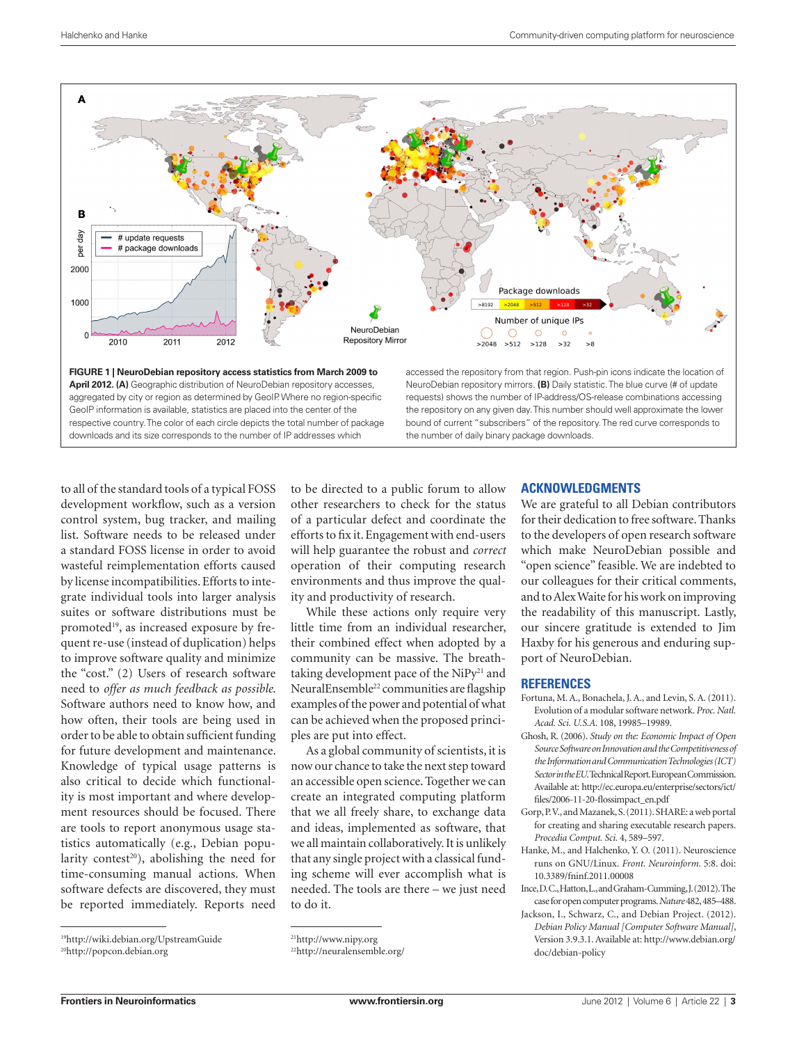FIGURE 1 | **NeuroDebian repository access statistics from March 2009 to April 2012. (A)** Geographic distribution of NeuroDebian repository accesses, aggregated by city or region as determined by GeoIP. Where no region-specific GeoIP information is available, statistics are placed into the center of the respective country. The color of each circle depicts the total number of package downloads and its size corresponds to the number of IP addresses which accessed the repository from that region. Push-pin icons indicate the location of NeuroDebian repository mirrors. **(B)** Daily statistic. The blue curve (# of update requests) shows the number of IP-address/OS-release combinations accessing the repository on any given day. This number should well approximate the lower bound of current "subscribers" of the repository. The red curve corresponds to the number of daily binary package downloads.

to all of the standard tools of a typical FOSS development workflow, such as a version control system, bug tracker, and mailing list. Software needs to be released under a standard FOSS license in order to avoid wasteful reimplementation efforts caused by license incompatibilities. Efforts to integrate individual tools into larger analysis suites or software distributions must be promoted[19], as increased exposure by frequent re-use (instead of duplication) helps to improve software quality and minimize the "cost." (2) Users of research software need to *offer as much feedback as possible.* Software authors need to know how, and how often, their tools are being used in order to be able to obtain sufficient funding for future development and maintenance. Knowledge of typical usage patterns is also critical to decide which functionality is most important and where development resources should be focused. There are tools to report anonymous usage statistics automatically (e.g., Debian popularity contest[20]), abolishing the need for time-consuming manual actions. When software defects are discovered, they must be reported immediately. Reports need to be directed to a public forum to allow other researchers to check for the status of a particular defect and coordinate the efforts to fix it. Engagement with end-users will help guarantee the robust and *correct* operation of their computing research environments and thus improve the quality and productivity of research.

While these actions only require very little time from an individual researcher, their combined effect when adopted by a community can be massive. The breathtaking development pace of the NiPy[21] and NeuralEnsemble[22] communities are flagship examples of the power and potential of what can be achieved when the proposed principles are put into effect.

As a global community of scientists, it is now our chance to take the next step toward an accessible open science. Together we can create an integrated computing platform that we all freely share, to exchange data and ideas, implemented as software, that we all maintain collaboratively. It is unlikely that any single project with a classical funding scheme will ever accomplish what is needed. The tools are there – we just need to do it.

[19]http://wiki.debian.org/UpstreamGuide
[20]http://popcon.debian.org
[21]http://www.nipy.org
[22]http://neuralensemble.org/

## ACKNOWLEDGMENTS

We are grateful to all Debian contributors for their dedication to free software. Thanks to the developers of open research software which make NeuroDebian possible and "open science" feasible. We are indebted to our colleagues for their critical comments, and to Alex Waite for his work on improving the readability of this manuscript. Lastly, our sincere gratitude is extended to Jim Haxby for his generous and enduring support of NeuroDebian.

## REFERENCES

Fortuna, M. A., Bonachela, J. A., and Levin, S. A. (2011). Evolution of a modular software network. *Proc. Natl. Acad. Sci. U.S.A.* 108, 19985–19989.

Ghosh, R. (2006). *Study on the: Economic Impact of Open Source Software on Innovation and the Competitiveness of the Information and Communication Technologies (ICT) Sector in the EU.* Technical Report. European Commission. Available at: http://ec.europa.eu/enterprise/sectors/ict/files/2006-11-20-flossimpact_en.pdf

Gorp, P. V., and Mazanek, S. (2011). SHARE: a web portal for creating and sharing executable research papers. *Procedia Comput. Sci.* 4, 589–597.

Hanke, M., and Halchenko, Y. O. (2011). Neuroscience runs on GNU/Linux. *Front. Neuroinform.* 5:8. doi: 10.3389/fninf.2011.00008

Ince, D. C., Hatton, L., and Graham-Cumming, J. (2012). The case for open computer programs. *Nature* 482, 485–488.

Jackson, I., Schwarz, C., and Debian Project. (2012). *Debian Policy Manual [Computer Software Manual]*, Version 3.9.3.1. Available at: http://www.debian.org/doc/debian-policy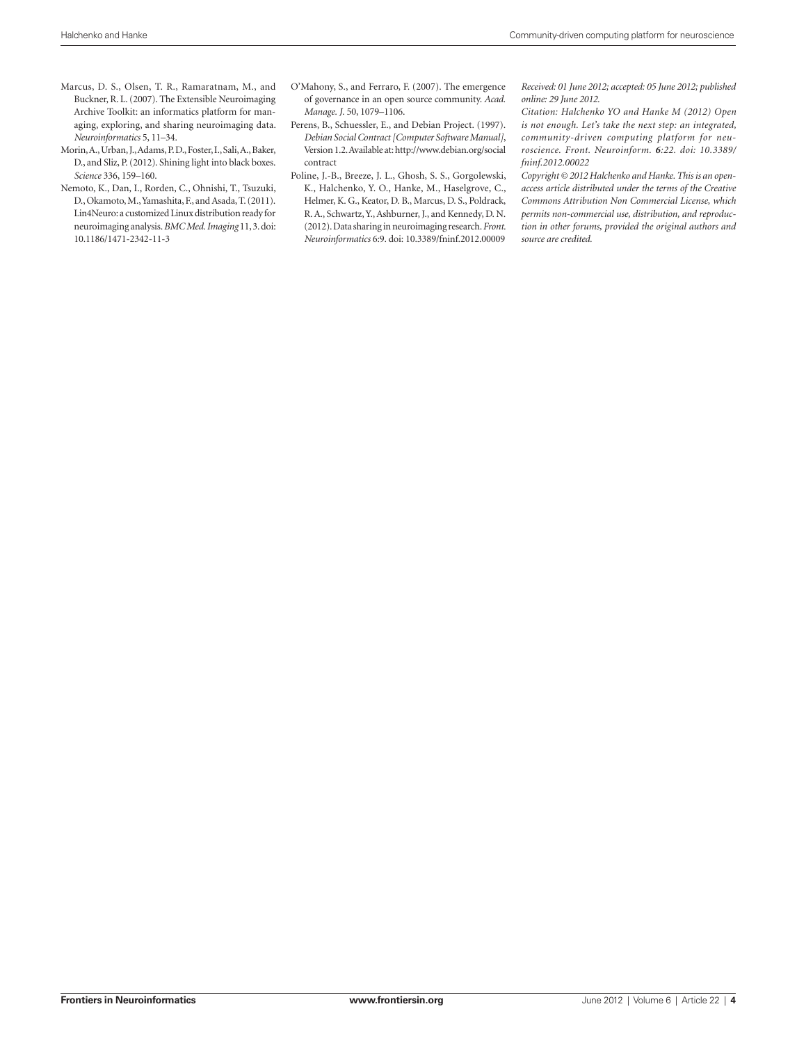Marcus, D. S., Olsen, T. R., Ramaratnam, M., and Buckner, R. L. (2007). The Extensible Neuroimaging Archive Toolkit: an informatics platform for managing, exploring, and sharing neuroimaging data. *Neuroinformatics* 5, 11–34.

Morin, A., Urban, J., Adams, P. D., Foster, I., Sali, A., Baker, D., and Sliz, P. (2012). Shining light into black boxes. *Science* 336, 159–160.

Nemoto, K., Dan, I., Rorden, C., Ohnishi, T., Tsuzuki, D., Okamoto, M., Yamashita, F., and Asada, T. (2011). Lin4Neuro: a customized Linux distribution ready for neuroimaging analysis. *BMC Med. Imaging* 11, 3. doi: 10.1186/1471-2342-11-3

O'Mahony, S., and Ferraro, F. (2007). The emergence of governance in an open source community. *Acad. Manage. J.* 50, 1079–1106.

Perens, B., Schuessler, E., and Debian Project. (1997). *Debian Social Contract [Computer Software Manual]*, Version 1.2. Available at: http://www.debian.org/social contract

Poline, J.-B., Breeze, J. L., Ghosh, S. S., Gorgolewski, K., Halchenko, Y. O., Hanke, M., Haselgrove, C., Helmer, K. G., Keator, D. B., Marcus, D. S., Poldrack, R. A., Schwartz, Y., Ashburner, J., and Kennedy, D. N. (2012). Data sharing in neuroimaging research. *Front. Neuroinformatics* 6:9. doi: 10.3389/fninf.2012.00009

*Received: 01 June 2012; accepted: 05 June 2012; published online: 29 June 2012.*

*Citation: Halchenko YO and Hanke M (2012) Open is not enough. Let's take the next step: an integrated, community-driven computing platform for neuroscience. Front. Neuroinform.* ***6****:22. doi: 10.3389/fninf.2012.00022*

*Copyright © 2012 Halchenko and Hanke. This is an open-access article distributed under the terms of the Creative Commons Attribution Non Commercial License, which permits non-commercial use, distribution, and reproduction in other forums, provided the original authors and source are credited.*